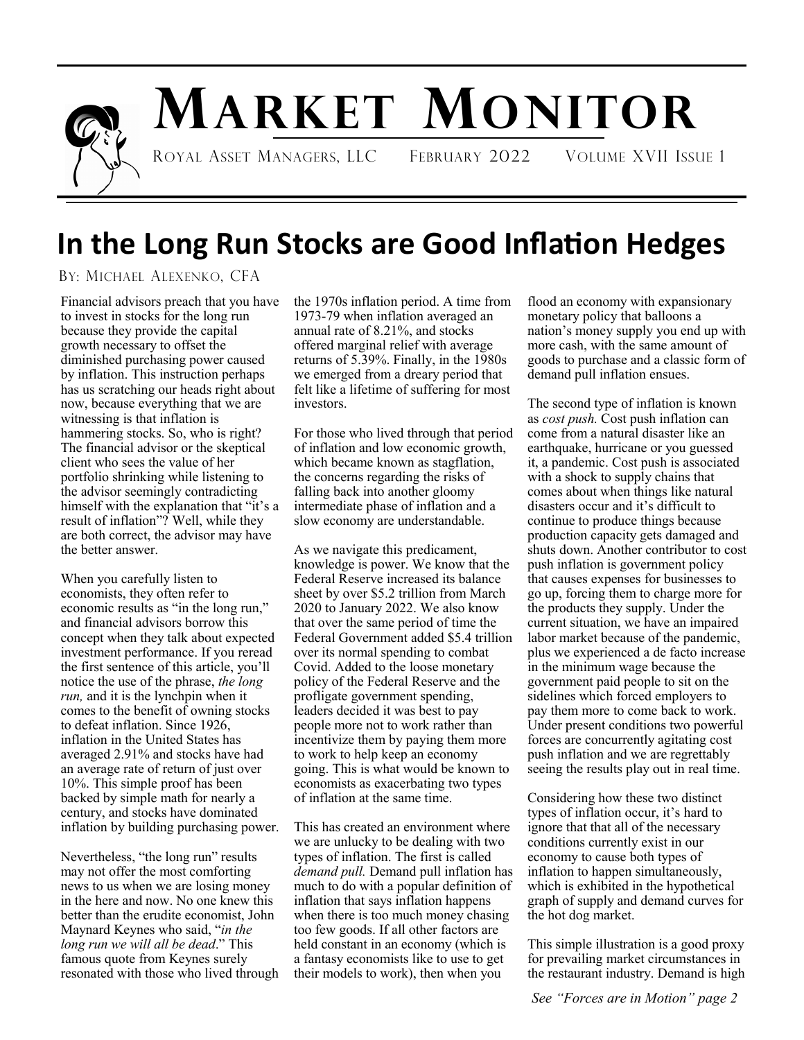# Market Monitor

Royal Asset Managers, LLC February 2022 Volume XVII Issue 1

## In the Long Run Stocks are Good Inflation Hedges

By: Michael Alexenko, CFA

Financial advisors preach that you have to invest in stocks for the long run because they provide the capital growth necessary to offset the diminished purchasing power caused by inflation. This instruction perhaps has us scratching our heads right about now, because everything that we are witnessing is that inflation is hammering stocks. So, who is right? The financial advisor or the skeptical client who sees the value of her portfolio shrinking while listening to the advisor seemingly contradicting himself with the explanation that "it's a result of inflation"? Well, while they are both correct, the advisor may have the better answer.

When you carefully listen to economists, they often refer to economic results as "in the long run," and financial advisors borrow this concept when they talk about expected investment performance. If you reread the first sentence of this article, you'll notice the use of the phrase, *the long run,* and it is the lynchpin when it comes to the benefit of owning stocks to defeat inflation. Since 1926, inflation in the United States has averaged 2.91% and stocks have had an average rate of return of just over 10%. This simple proof has been backed by simple math for nearly a century, and stocks have dominated inflation by building purchasing power.

Nevertheless, "the long run" results may not offer the most comforting news to us when we are losing money in the here and now. No one knew this better than the erudite economist, John Maynard Keynes who said, "*in the long run we will all be dead*." This famous quote from Keynes surely resonated with those who lived through the 1970s inflation period. A time from 1973-79 when inflation averaged an annual rate of 8.21%, and stocks offered marginal relief with average returns of 5.39%. Finally, in the 1980s we emerged from a dreary period that felt like a lifetime of suffering for most investors.

For those who lived through that period of inflation and low economic growth, which became known as stagflation, the concerns regarding the risks of falling back into another gloomy intermediate phase of inflation and a slow economy are understandable.

As we navigate this predicament, knowledge is power. We know that the Federal Reserve increased its balance sheet by over $5.2 trillion from March 2020 to January 2022. We also know that over the same period of time the Federal Government added $5.4 trillion over its normal spending to combat Covid. Added to the loose monetary policy of the Federal Reserve and the profligate government spending, leaders decided it was best to pay people more not to work rather than incentivize them by paying them more to work to help keep an economy going. This is what would be known to economists as exacerbating two types of inflation at the same time.

This has created an environment where we are unlucky to be dealing with two types of inflation. The first is called *demand pull.* Demand pull inflation has much to do with a popular definition of inflation that says inflation happens when there is too much money chasing too few goods. If all other factors are held constant in an economy (which is a fantasy economists like to use to get their models to work), then when you flood an economy with expansionary monetary policy that balloons a nation's money supply you end up with more cash, with the same amount of goods to purchase and a classic form of demand pull inflation ensues.

The second type of inflation is known as *cost push.* Cost push inflation can come from a natural disaster like an earthquake, hurricane or you guessed it, a pandemic. Cost push is associated with a shock to supply chains that comes about when things like natural disasters occur and it's difficult to continue to produce things because production capacity gets damaged and shuts down. Another contributor to cost push inflation is government policy that causes expenses for businesses to go up, forcing them to charge more for the products they supply. Under the current situation, we have an impaired labor market because of the pandemic, plus we experienced a de facto increase in the minimum wage because the government paid people to sit on the sidelines which forced employers to pay them more to come back to work. Under present conditions two powerful forces are concurrently agitating cost push inflation and we are regrettably seeing the results play out in real time.

Considering how these two distinct types of inflation occur, it's hard to ignore that that all of the necessary conditions currently exist in our economy to cause both types of inflation to happen simultaneously, which is exhibited in the hypothetical graph of supply and demand curves for the hot dog market.

This simple illustration is a good proxy for prevailing market circumstances in the restaurant industry. Demand is high

*See "Forces are in Motion" page 2*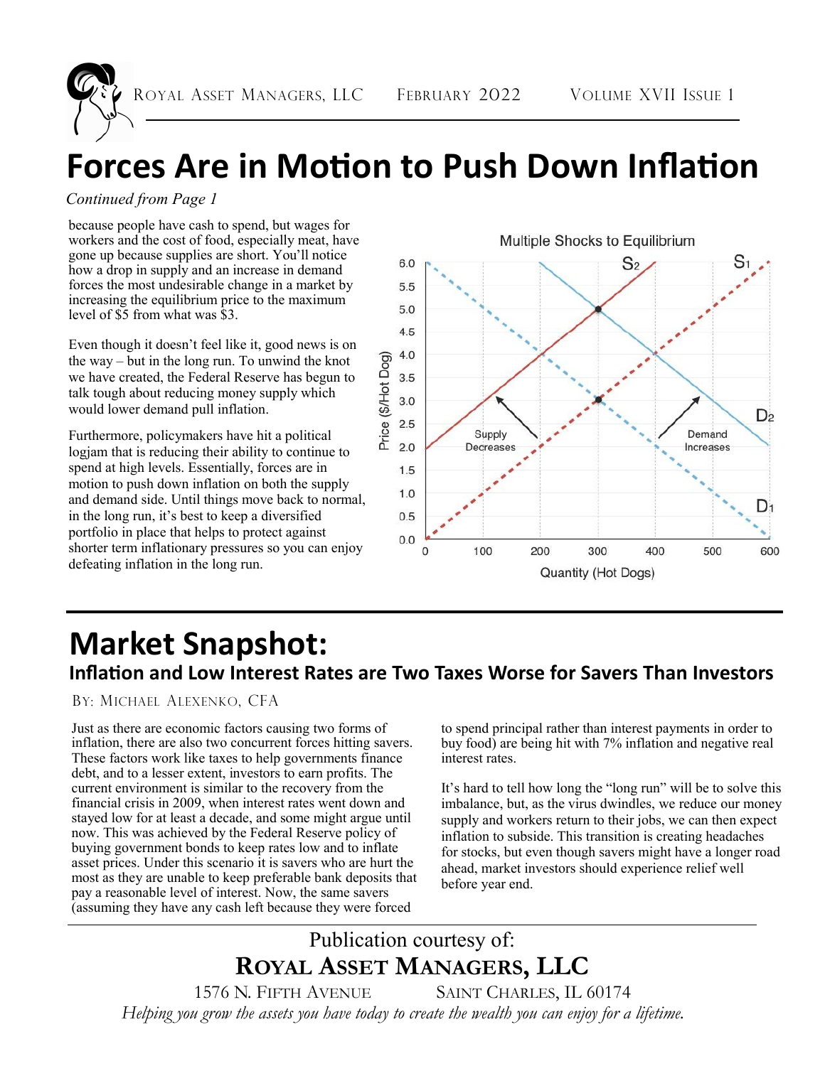# Forces Are in Motion to Push Down Inflation

*Continued from Page 1*

because people have cash to spend, but wages for workers and the cost of food, especially meat, have gone up because supplies are short. You'll notice how a drop in supply and an increase in demand forces the most undesirable change in a market by increasing the equilibrium price to the maximum level of $5 from what was $3.

Even though it doesn't feel like it, good news is on the way – but in the long run. To unwind the knot we have created, the Federal Reserve has begun to talk tough about reducing money supply which would lower demand pull inflation.

Furthermore, policymakers have hit a political logjam that is reducing their ability to continue to spend at high levels. Essentially, forces are in motion to push down inflation on both the supply and demand side. Until things move back to normal, in the long run, it's best to keep a diversified portfolio in place that helps to protect against shorter term inflationary pressures so you can enjoy defeating inflation in the long run.

Multiple Shocks to Equilibrium

Price ($/Hot Dog)

6.0
5.5
5.0
4.5
4.0
3.5
3.0
2.5
2.0
1.5
1.0
0.5
0.0

Quantity (Hot Dogs)

0
100
200
300
400
500
600

$S_2$

$S_1$

$D_2$

$D_1$

Supply Decreases

Demand Increases

# Market Snapshot:

## Inflation and Low Interest Rates are Two Taxes Worse for Savers Than Investors

By: Michael Alexenko, CFA

Just as there are economic factors causing two forms of inflation, there are also two concurrent forces hitting savers. These factors work like taxes to help governments finance debt, and to a lesser extent, investors to earn profits. The current environment is similar to the recovery from the financial crisis in 2009, when interest rates went down and stayed low for at least a decade, and some might argue until now. This was achieved by the Federal Reserve policy of buying government bonds to keep rates low and to inflate asset prices. Under this scenario it is savers who are hurt the most as they are unable to keep preferable bank deposits that pay a reasonable level of interest. Now, the same savers (assuming they have any cash left because they were forced to spend principal rather than interest payments in order to buy food) are being hit with 7% inflation and negative real interest rates.

It's hard to tell how long the "long run" will be to solve this imbalance, but, as the virus dwindles, we reduce our money supply and workers return to their jobs, we can then expect inflation to subside. This transition is creating headaches for stocks, but even though savers might have a longer road ahead, market investors should experience relief well before year end.

Publication courtesy of:

**Royal Asset Managers, LLC**

1576 N. Fifth Avenue Saint Charles, IL 60174

*Helping you grow the assets you have today to create the wealth you can enjoy for a lifetime.*